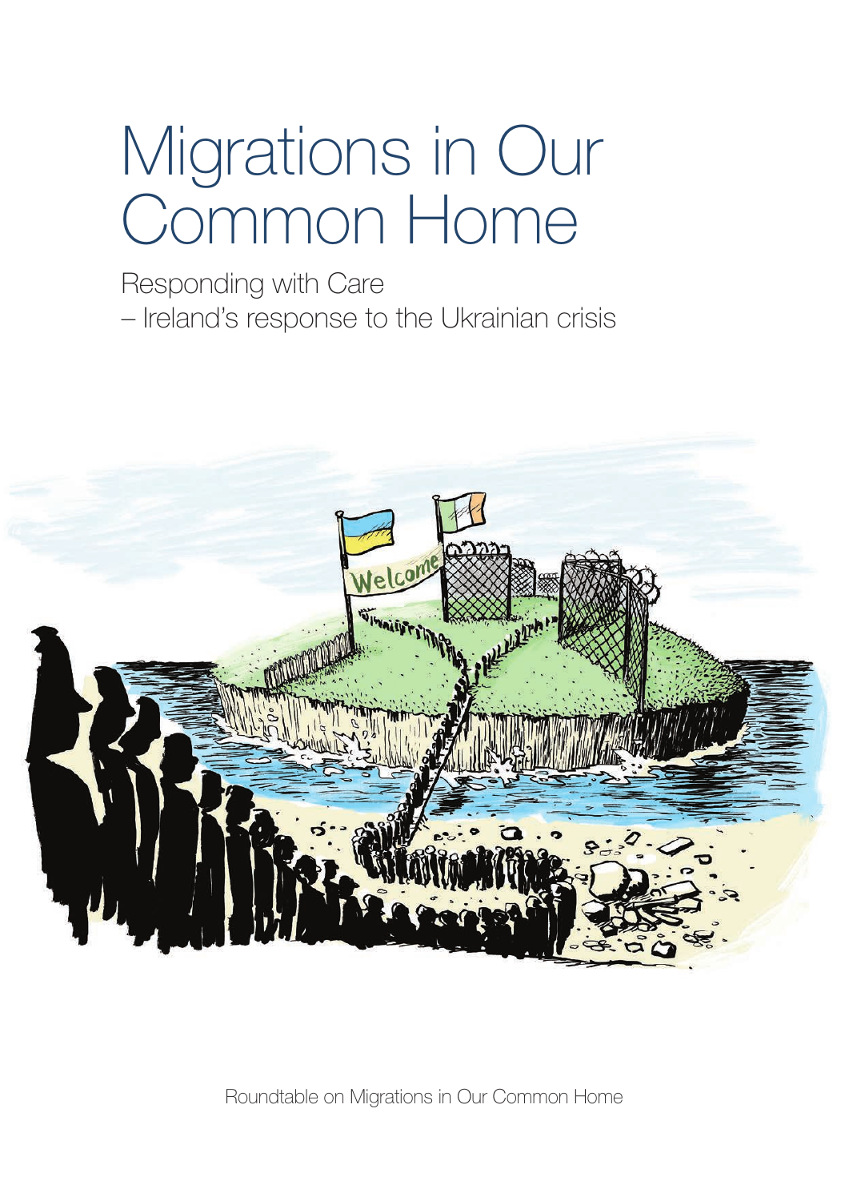# Migrations in Our Common Home

## Responding with Care – Ireland's response to the Ukrainian crisis

Roundtable on Migrations in Our Common Home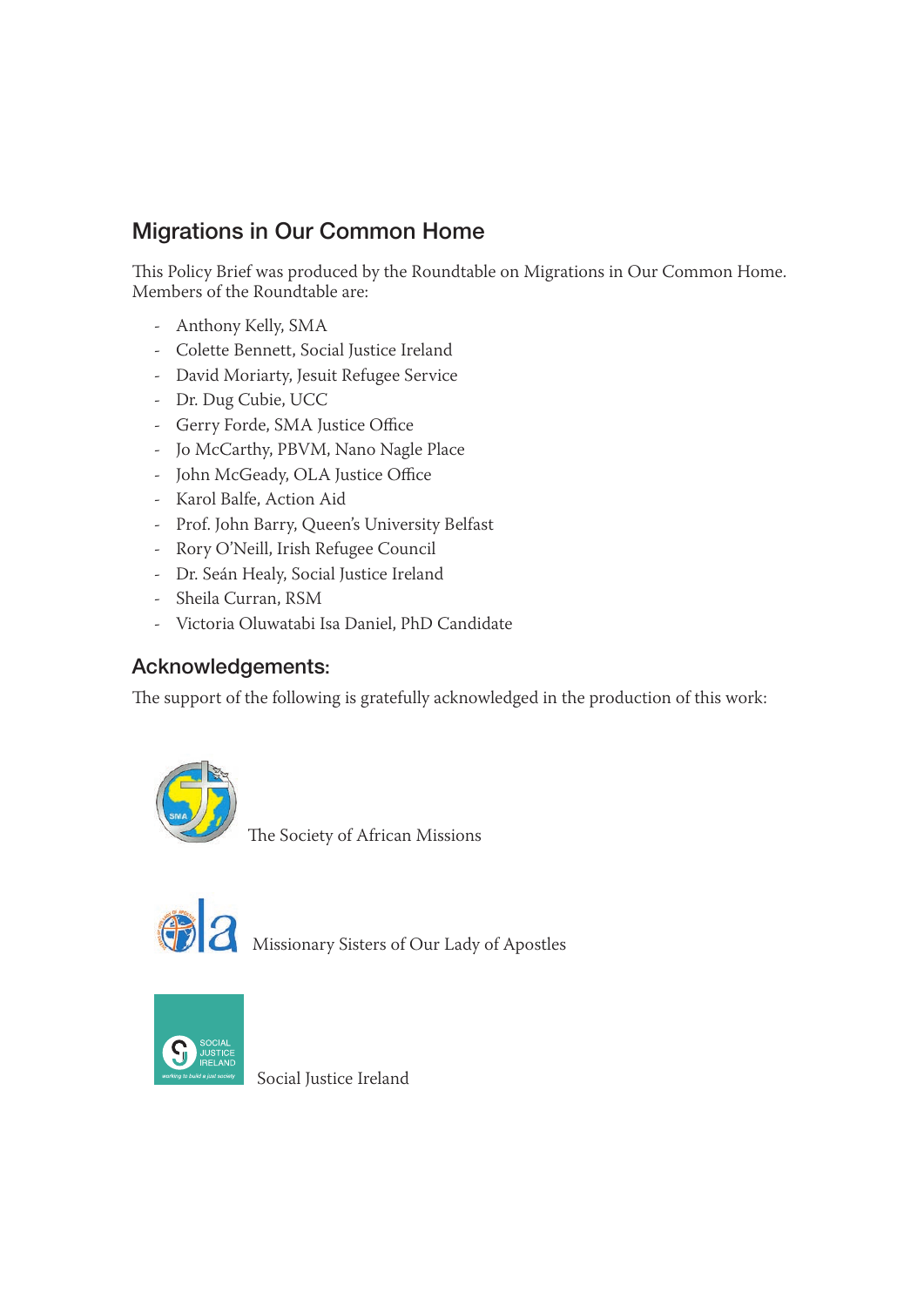## Migrations in Our Common Home

This Policy Brief was produced by the Roundtable on Migrations in Our Common Home. Members of the Roundtable are:

- Anthony Kelly, SMA
- Colette Bennett, Social Justice Ireland
- David Moriarty, Jesuit Refugee Service
- Dr. Dug Cubie, UCC
- Gerry Forde, SMA Justice Office
- Jo McCarthy, PBVM, Nano Nagle Place
- John McGeady, OLA Justice Office
- Karol Balfe, Action Aid
- Prof. John Barry, Queen's University Belfast
- Rory O'Neill, Irish Refugee Council
- Dr. Seán Healy, Social Justice Ireland
- Sheila Curran, RSM
- Victoria Oluwatabi Isa Daniel, PhD Candidate

## Acknowledgements:

The support of the following is gratefully acknowledged in the production of this work:

The Society of African Missions

Missionary Sisters of Our Lady of Apostles

Social Justice Ireland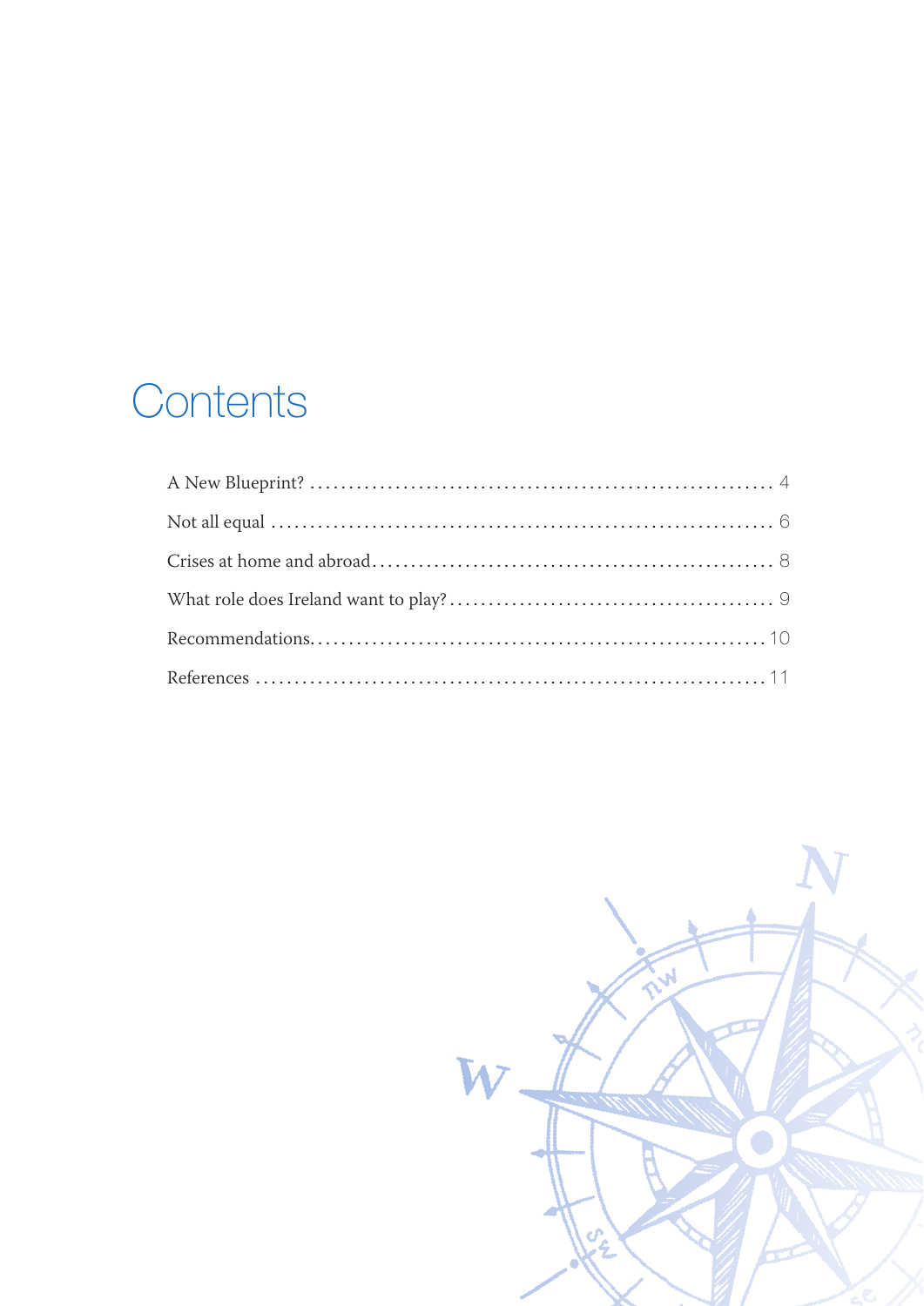# Contents

A New Blueprint? .......... 4

Not all equal .......... 6

Crises at home and abroad .......... 8

What role does Ireland want to play? .......... 9

Recommendations .......... 10

References .......... 11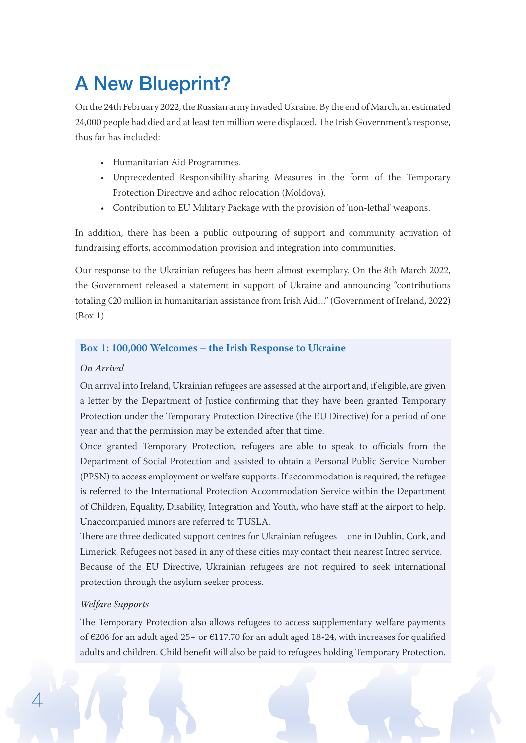# A New Blueprint?

On the 24th February 2022, the Russian army invaded Ukraine. By the end of March, an estimated 24,000 people had died and at least ten million were displaced. The Irish Government's response, thus far has included:

- Humanitarian Aid Programmes.
- Unprecedented Responsibility-sharing Measures in the form of the Temporary Protection Directive and adhoc relocation (Moldova).
- Contribution to EU Military Package with the provision of 'non-lethal' weapons.

In addition, there has been a public outpouring of support and community activation of fundraising efforts, accommodation provision and integration into communities.

Our response to the Ukrainian refugees has been almost exemplary. On the 8th March 2022, the Government released a statement in support of Ukraine and announcing "contributions totaling €20 million in humanitarian assistance from Irish Aid…" (Government of Ireland, 2022) (Box 1).

### Box 1: 100,000 Welcomes – the Irish Response to Ukraine

*On Arrival*

On arrival into Ireland, Ukrainian refugees are assessed at the airport and, if eligible, are given a letter by the Department of Justice confirming that they have been granted Temporary Protection under the Temporary Protection Directive (the EU Directive) for a period of one year and that the permission may be extended after that time.

Once granted Temporary Protection, refugees are able to speak to officials from the Department of Social Protection and assisted to obtain a Personal Public Service Number (PPSN) to access employment or welfare supports. If accommodation is required, the refugee is referred to the International Protection Accommodation Service within the Department of Children, Equality, Disability, Integration and Youth, who have staff at the airport to help. Unaccompanied minors are referred to TUSLA.

There are three dedicated support centres for Ukrainian refugees – one in Dublin, Cork, and Limerick. Refugees not based in any of these cities may contact their nearest Intreo service.

Because of the EU Directive, Ukrainian refugees are not required to seek international protection through the asylum seeker process.

*Welfare Supports*

The Temporary Protection also allows refugees to access supplementary welfare payments of €206 for an adult aged 25+ or €117.70 for an adult aged 18-24, with increases for qualified adults and children. Child benefit will also be paid to refugees holding Temporary Protection.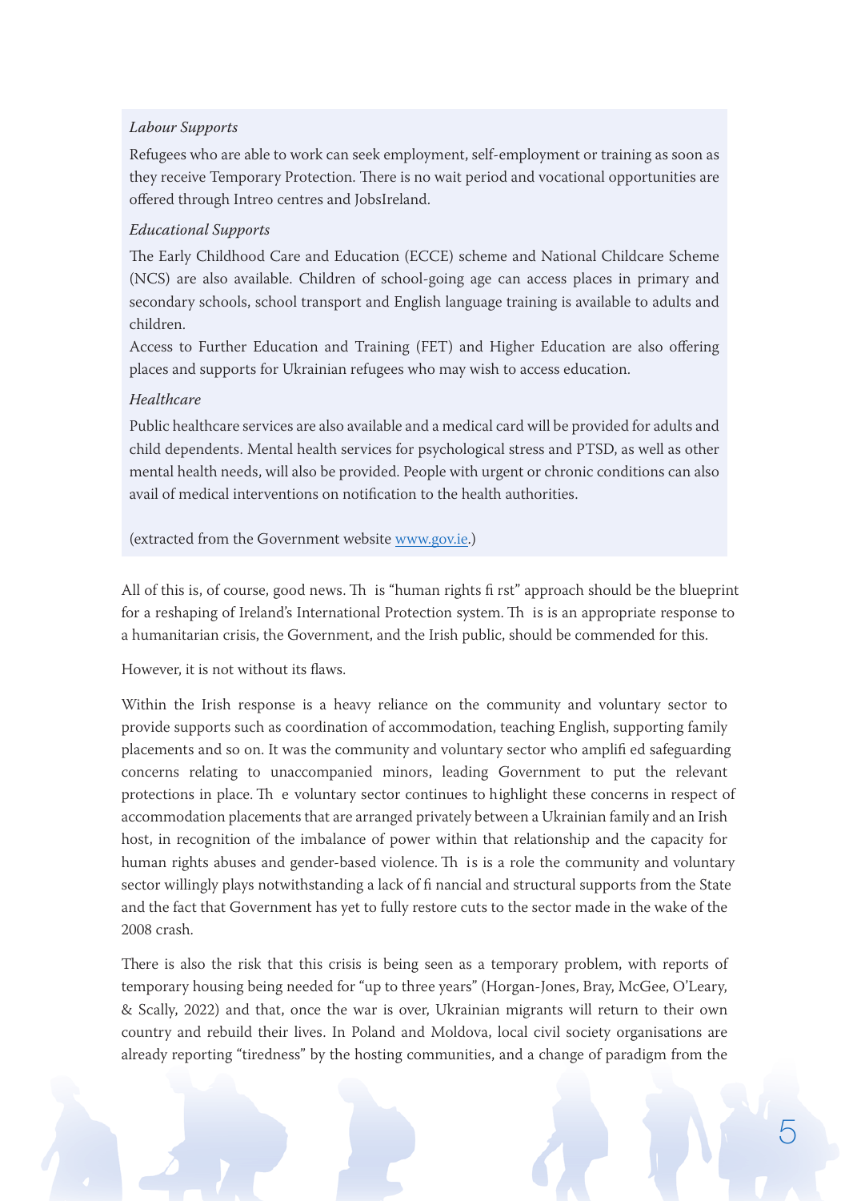*Labour Supports*

Refugees who are able to work can seek employment, self-employment or training as soon as they receive Temporary Protection. There is no wait period and vocational opportunities are offered through Intreo centres and JobsIreland.

*Educational Supports*

The Early Childhood Care and Education (ECCE) scheme and National Childcare Scheme (NCS) are also available. Children of school-going age can access places in primary and secondary schools, school transport and English language training is available to adults and children.

Access to Further Education and Training (FET) and Higher Education are also offering places and supports for Ukrainian refugees who may wish to access education.

*Healthcare*

Public healthcare services are also available and a medical card will be provided for adults and child dependents. Mental health services for psychological stress and PTSD, as well as other mental health needs, will also be provided. People with urgent or chronic conditions can also avail of medical interventions on notification to the health authorities.

(extracted from the Government website [www.gov.ie](http://www.gov.ie).)

All of this is, of course, good news. This "human rights first" approach should be the blueprint for a reshaping of Ireland's International Protection system. This is an appropriate response to a humanitarian crisis, the Government, and the Irish public, should be commended for this.

However, it is not without its flaws.

Within the Irish response is a heavy reliance on the community and voluntary sector to provide supports such as coordination of accommodation, teaching English, supporting family placements and so on. It was the community and voluntary sector who amplified safeguarding concerns relating to unaccompanied minors, leading Government to put the relevant protections in place. The voluntary sector continues to highlight these concerns in respect of accommodation placements that are arranged privately between a Ukrainian family and an Irish host, in recognition of the imbalance of power within that relationship and the capacity for human rights abuses and gender-based violence. This is a role the community and voluntary sector willingly plays notwithstanding a lack of financial and structural supports from the State and the fact that Government has yet to fully restore cuts to the sector made in the wake of the 2008 crash.

There is also the risk that this crisis is being seen as a temporary problem, with reports of temporary housing being needed for "up to three years" (Horgan-Jones, Bray, McGee, O'Leary, & Scally, 2022) and that, once the war is over, Ukrainian migrants will return to their own country and rebuild their lives. In Poland and Moldova, local civil society organisations are already reporting "tiredness" by the hosting communities, and a change of paradigm from the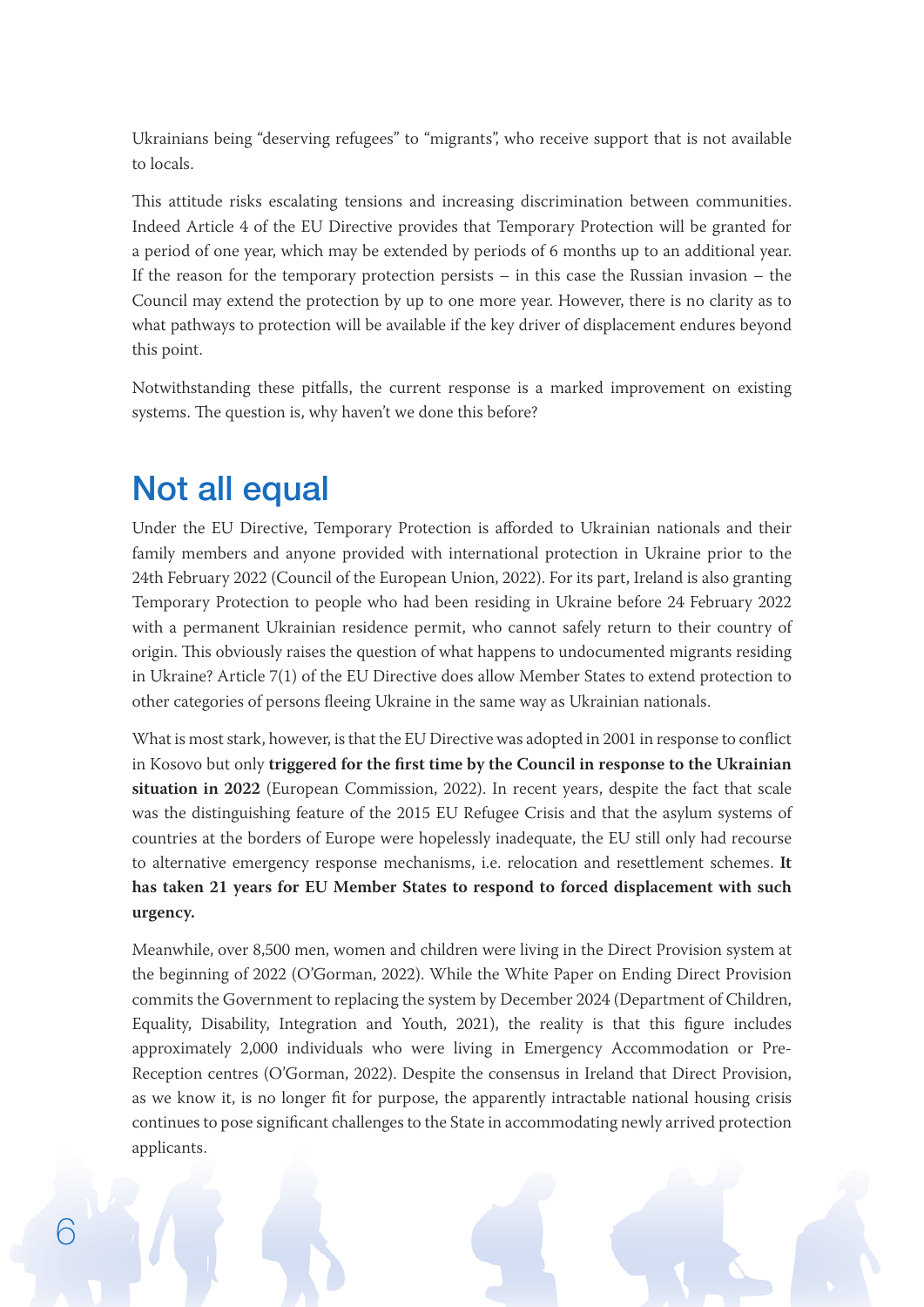Ukrainians being "deserving refugees" to "migrants", who receive support that is not available to locals.

This attitude risks escalating tensions and increasing discrimination between communities. Indeed Article 4 of the EU Directive provides that Temporary Protection will be granted for a period of one year, which may be extended by periods of 6 months up to an additional year. If the reason for the temporary protection persists – in this case the Russian invasion – the Council may extend the protection by up to one more year. However, there is no clarity as to what pathways to protection will be available if the key driver of displacement endures beyond this point.

Notwithstanding these pitfalls, the current response is a marked improvement on existing systems. The question is, why haven't we done this before?

## Not all equal

Under the EU Directive, Temporary Protection is afforded to Ukrainian nationals and their family members and anyone provided with international protection in Ukraine prior to the 24th February 2022 (Council of the European Union, 2022). For its part, Ireland is also granting Temporary Protection to people who had been residing in Ukraine before 24 February 2022 with a permanent Ukrainian residence permit, who cannot safely return to their country of origin. This obviously raises the question of what happens to undocumented migrants residing in Ukraine? Article 7(1) of the EU Directive does allow Member States to extend protection to other categories of persons fleeing Ukraine in the same way as Ukrainian nationals.

What is most stark, however, is that the EU Directive was adopted in 2001 in response to conflict in Kosovo but only **triggered for the first time by the Council in response to the Ukrainian situation in 2022** (European Commission, 2022). In recent years, despite the fact that scale was the distinguishing feature of the 2015 EU Refugee Crisis and that the asylum systems of countries at the borders of Europe were hopelessly inadequate, the EU still only had recourse to alternative emergency response mechanisms, i.e. relocation and resettlement schemes. **It has taken 21 years for EU Member States to respond to forced displacement with such urgency.**

Meanwhile, over 8,500 men, women and children were living in the Direct Provision system at the beginning of 2022 (O'Gorman, 2022). While the White Paper on Ending Direct Provision commits the Government to replacing the system by December 2024 (Department of Children, Equality, Disability, Integration and Youth, 2021), the reality is that this figure includes approximately 2,000 individuals who were living in Emergency Accommodation or Pre-Reception centres (O'Gorman, 2022). Despite the consensus in Ireland that Direct Provision, as we know it, is no longer fit for purpose, the apparently intractable national housing crisis continues to pose significant challenges to the State in accommodating newly arrived protection applicants.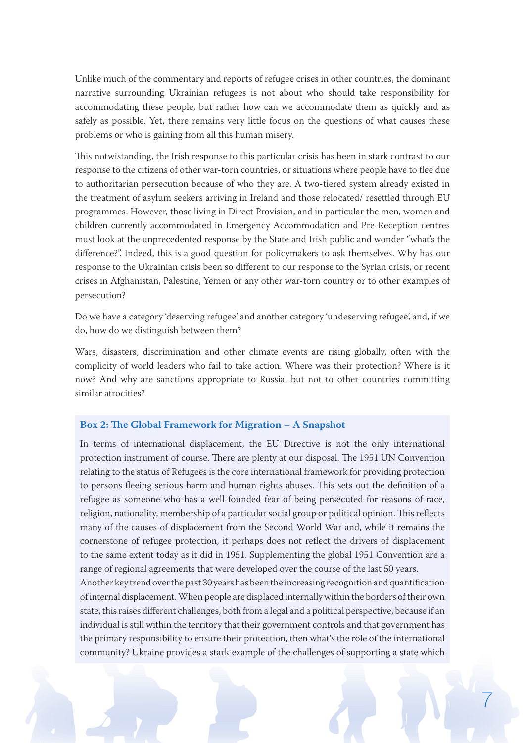Unlike much of the commentary and reports of refugee crises in other countries, the dominant narrative surrounding Ukrainian refugees is not about who should take responsibility for accommodating these people, but rather how can we accommodate them as quickly and as safely as possible. Yet, there remains very little focus on the questions of what causes these problems or who is gaining from all this human misery.

This notwistanding, the Irish response to this particular crisis has been in stark contrast to our response to the citizens of other war-torn countries, or situations where people have to flee due to authoritarian persecution because of who they are. A two-tiered system already existed in the treatment of asylum seekers arriving in Ireland and those relocated/ resettled through EU programmes. However, those living in Direct Provision, and in particular the men, women and children currently accommodated in Emergency Accommodation and Pre-Reception centres must look at the unprecedented response by the State and Irish public and wonder "what's the difference?". Indeed, this is a good question for policymakers to ask themselves. Why has our response to the Ukrainian crisis been so different to our response to the Syrian crisis, or recent crises in Afghanistan, Palestine, Yemen or any other war-torn country or to other examples of persecution?

Do we have a category 'deserving refugee' and another category 'undeserving refugee', and, if we do, how do we distinguish between them?

Wars, disasters, discrimination and other climate events are rising globally, often with the complicity of world leaders who fail to take action. Where was their protection? Where is it now? And why are sanctions appropriate to Russia, but not to other countries committing similar atrocities?

### Box 2: The Global Framework for Migration – A Snapshot

In terms of international displacement, the EU Directive is not the only international protection instrument of course. There are plenty at our disposal. The 1951 UN Convention relating to the status of Refugees is the core international framework for providing protection to persons fleeing serious harm and human rights abuses. This sets out the definition of a refugee as someone who has a well-founded fear of being persecuted for reasons of race, religion, nationality, membership of a particular social group or political opinion. This reflects many of the causes of displacement from the Second World War and, while it remains the cornerstone of refugee protection, it perhaps does not reflect the drivers of displacement to the same extent today as it did in 1951. Supplementing the global 1951 Convention are a range of regional agreements that were developed over the course of the last 50 years.

Another key trend over the past 30 years has been the increasing recognition and quantification of internal displacement. When people are displaced internally within the borders of their own state, this raises different challenges, both from a legal and a political perspective, because if an individual is still within the territory that their government controls and that government has the primary responsibility to ensure their protection, then what's the role of the international community? Ukraine provides a stark example of the challenges of supporting a state which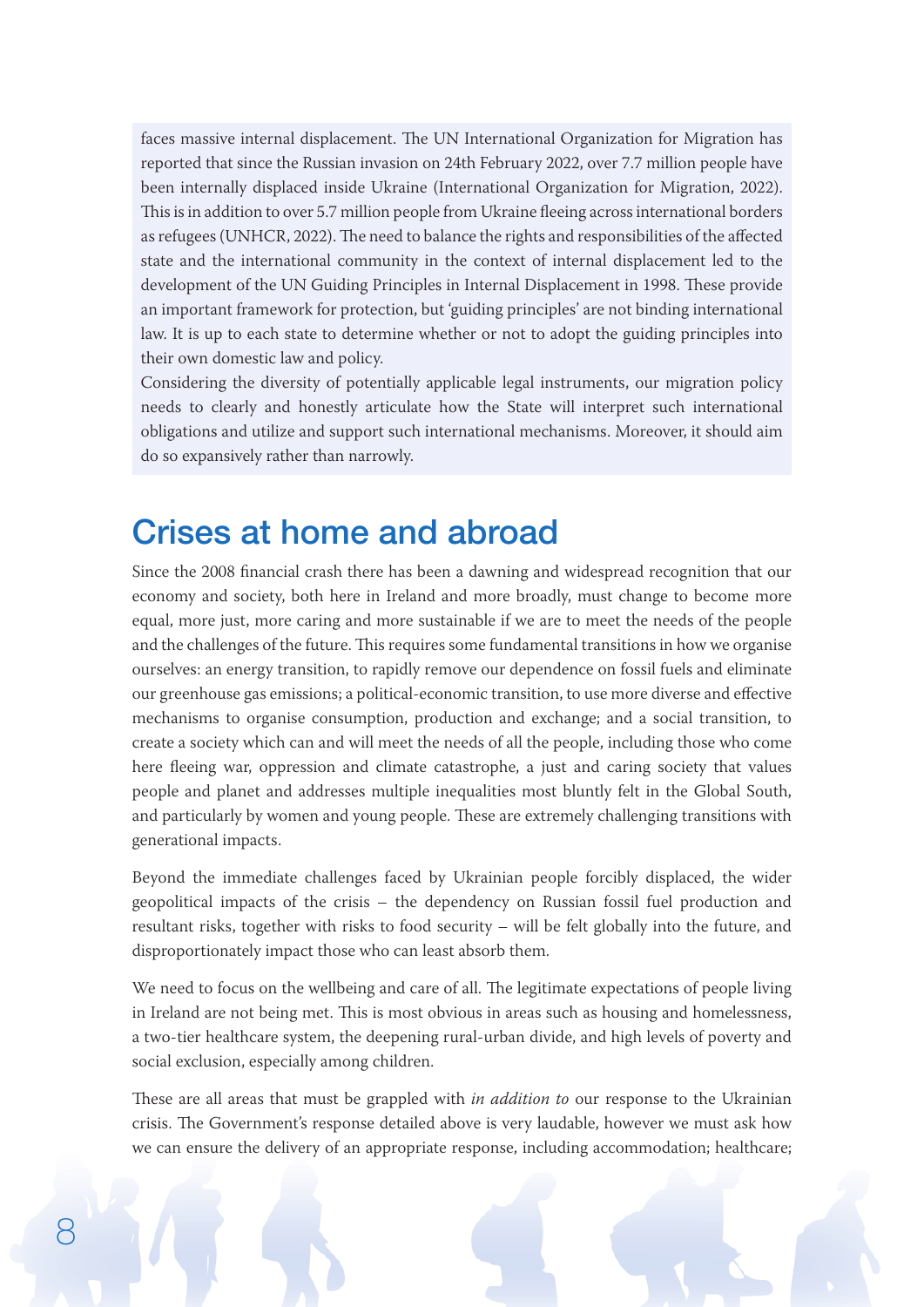faces massive internal displacement. The UN International Organization for Migration has reported that since the Russian invasion on 24th February 2022, over 7.7 million people have been internally displaced inside Ukraine (International Organization for Migration, 2022). This is in addition to over 5.7 million people from Ukraine fleeing across international borders as refugees (UNHCR, 2022). The need to balance the rights and responsibilities of the affected state and the international community in the context of internal displacement led to the development of the UN Guiding Principles in Internal Displacement in 1998. These provide an important framework for protection, but 'guiding principles' are not binding international law. It is up to each state to determine whether or not to adopt the guiding principles into their own domestic law and policy.

Considering the diversity of potentially applicable legal instruments, our migration policy needs to clearly and honestly articulate how the State will interpret such international obligations and utilize and support such international mechanisms. Moreover, it should aim do so expansively rather than narrowly.

## Crises at home and abroad

Since the 2008 financial crash there has been a dawning and widespread recognition that our economy and society, both here in Ireland and more broadly, must change to become more equal, more just, more caring and more sustainable if we are to meet the needs of the people and the challenges of the future. This requires some fundamental transitions in how we organise ourselves: an energy transition, to rapidly remove our dependence on fossil fuels and eliminate our greenhouse gas emissions; a political-economic transition, to use more diverse and effective mechanisms to organise consumption, production and exchange; and a social transition, to create a society which can and will meet the needs of all the people, including those who come here fleeing war, oppression and climate catastrophe, a just and caring society that values people and planet and addresses multiple inequalities most bluntly felt in the Global South, and particularly by women and young people. These are extremely challenging transitions with generational impacts.

Beyond the immediate challenges faced by Ukrainian people forcibly displaced, the wider geopolitical impacts of the crisis – the dependency on Russian fossil fuel production and resultant risks, together with risks to food security – will be felt globally into the future, and disproportionately impact those who can least absorb them.

We need to focus on the wellbeing and care of all. The legitimate expectations of people living in Ireland are not being met. This is most obvious in areas such as housing and homelessness, a two-tier healthcare system, the deepening rural-urban divide, and high levels of poverty and social exclusion, especially among children.

These are all areas that must be grappled with *in addition to* our response to the Ukrainian crisis. The Government's response detailed above is very laudable, however we must ask how we can ensure the delivery of an appropriate response, including accommodation; healthcare;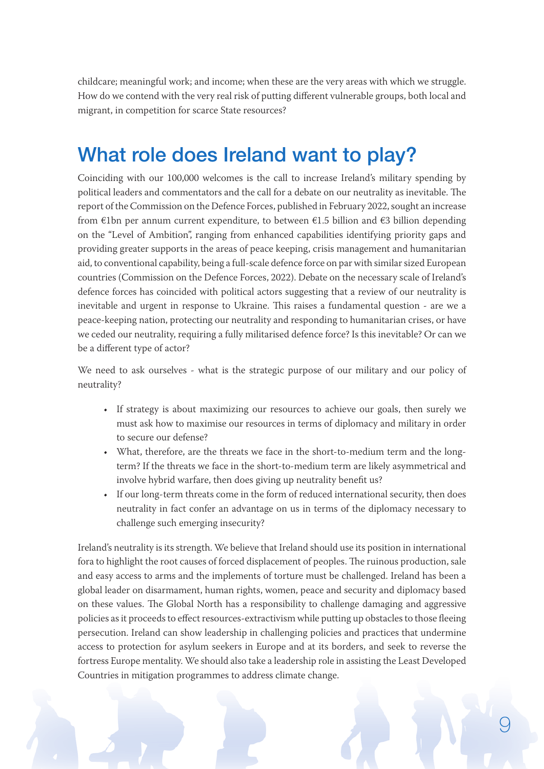childcare; meaningful work; and income; when these are the very areas with which we struggle. How do we contend with the very real risk of putting different vulnerable groups, both local and migrant, in competition for scarce State resources?

## What role does Ireland want to play?

Coinciding with our 100,000 welcomes is the call to increase Ireland's military spending by political leaders and commentators and the call for a debate on our neutrality as inevitable. The report of the Commission on the Defence Forces, published in February 2022, sought an increase from €1bn per annum current expenditure, to between €1.5 billion and €3 billion depending on the "Level of Ambition", ranging from enhanced capabilities identifying priority gaps and providing greater supports in the areas of peace keeping, crisis management and humanitarian aid, to conventional capability, being a full-scale defence force on par with similar sized European countries (Commission on the Defence Forces, 2022). Debate on the necessary scale of Ireland's defence forces has coincided with political actors suggesting that a review of our neutrality is inevitable and urgent in response to Ukraine. This raises a fundamental question - are we a peace-keeping nation, protecting our neutrality and responding to humanitarian crises, or have we ceded our neutrality, requiring a fully militarised defence force? Is this inevitable? Or can we be a different type of actor?

We need to ask ourselves - what is the strategic purpose of our military and our policy of neutrality?

- If strategy is about maximizing our resources to achieve our goals, then surely we must ask how to maximise our resources in terms of diplomacy and military in order to secure our defense?
- What, therefore, are the threats we face in the short-to-medium term and the long-term? If the threats we face in the short-to-medium term are likely asymmetrical and involve hybrid warfare, then does giving up neutrality benefit us?
- If our long-term threats come in the form of reduced international security, then does neutrality in fact confer an advantage on us in terms of the diplomacy necessary to challenge such emerging insecurity?

Ireland's neutrality is its strength. We believe that Ireland should use its position in international fora to highlight the root causes of forced displacement of peoples. The ruinous production, sale and easy access to arms and the implements of torture must be challenged. Ireland has been a global leader on disarmament, human rights, women, peace and security and diplomacy based on these values. The Global North has a responsibility to challenge damaging and aggressive policies as it proceeds to effect resources-extractivism while putting up obstacles to those fleeing persecution. Ireland can show leadership in challenging policies and practices that undermine access to protection for asylum seekers in Europe and at its borders, and seek to reverse the fortress Europe mentality. We should also take a leadership role in assisting the Least Developed Countries in mitigation programmes to address climate change.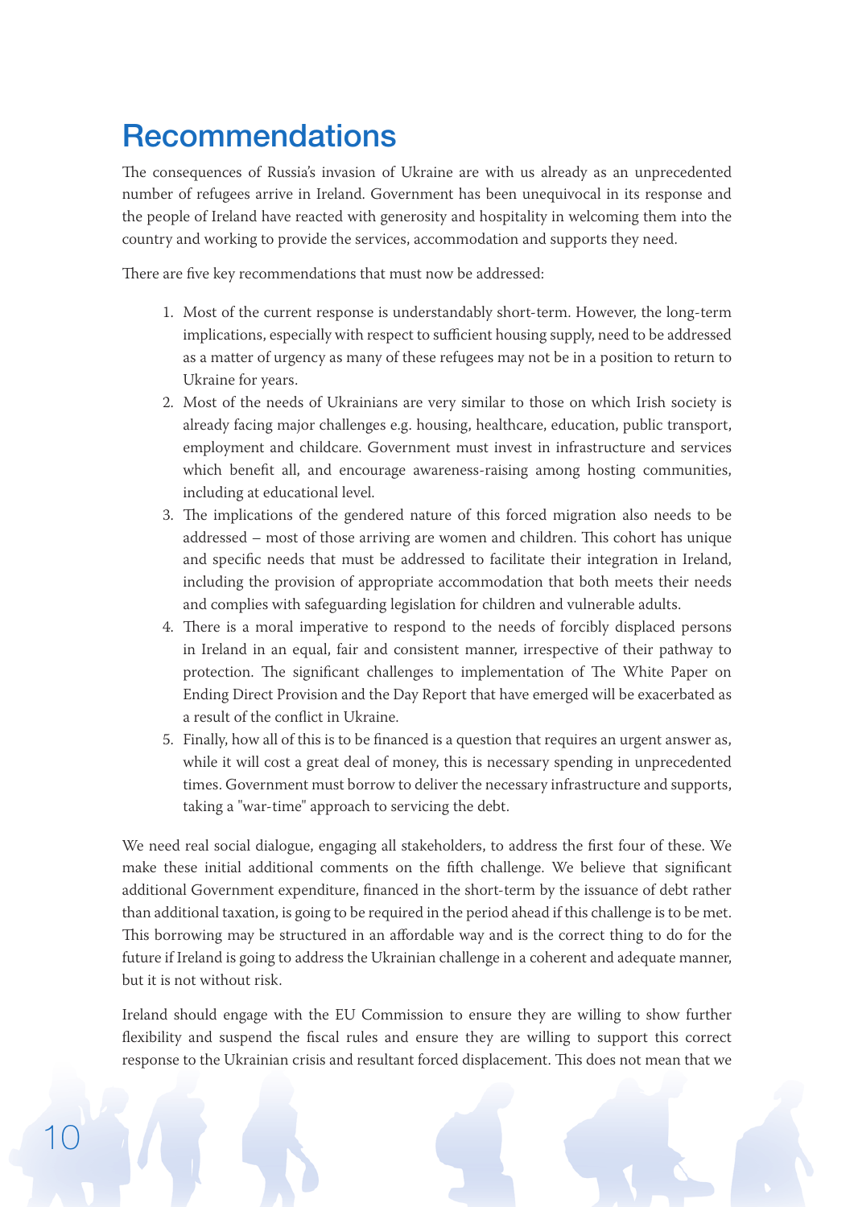# Recommendations

The consequences of Russia's invasion of Ukraine are with us already as an unprecedented number of refugees arrive in Ireland. Government has been unequivocal in its response and the people of Ireland have reacted with generosity and hospitality in welcoming them into the country and working to provide the services, accommodation and supports they need.

There are five key recommendations that must now be addressed:

1. Most of the current response is understandably short-term. However, the long-term implications, especially with respect to sufficient housing supply, need to be addressed as a matter of urgency as many of these refugees may not be in a position to return to Ukraine for years.
2. Most of the needs of Ukrainians are very similar to those on which Irish society is already facing major challenges e.g. housing, healthcare, education, public transport, employment and childcare. Government must invest in infrastructure and services which benefit all, and encourage awareness-raising among hosting communities, including at educational level.
3. The implications of the gendered nature of this forced migration also needs to be addressed – most of those arriving are women and children. This cohort has unique and specific needs that must be addressed to facilitate their integration in Ireland, including the provision of appropriate accommodation that both meets their needs and complies with safeguarding legislation for children and vulnerable adults.
4. There is a moral imperative to respond to the needs of forcibly displaced persons in Ireland in an equal, fair and consistent manner, irrespective of their pathway to protection. The significant challenges to implementation of The White Paper on Ending Direct Provision and the Day Report that have emerged will be exacerbated as a result of the conflict in Ukraine.
5. Finally, how all of this is to be financed is a question that requires an urgent answer as, while it will cost a great deal of money, this is necessary spending in unprecedented times. Government must borrow to deliver the necessary infrastructure and supports, taking a "war-time" approach to servicing the debt.

We need real social dialogue, engaging all stakeholders, to address the first four of these. We make these initial additional comments on the fifth challenge. We believe that significant additional Government expenditure, financed in the short-term by the issuance of debt rather than additional taxation, is going to be required in the period ahead if this challenge is to be met. This borrowing may be structured in an affordable way and is the correct thing to do for the future if Ireland is going to address the Ukrainian challenge in a coherent and adequate manner, but it is not without risk.

Ireland should engage with the EU Commission to ensure they are willing to show further flexibility and suspend the fiscal rules and ensure they are willing to support this correct response to the Ukrainian crisis and resultant forced displacement. This does not mean that we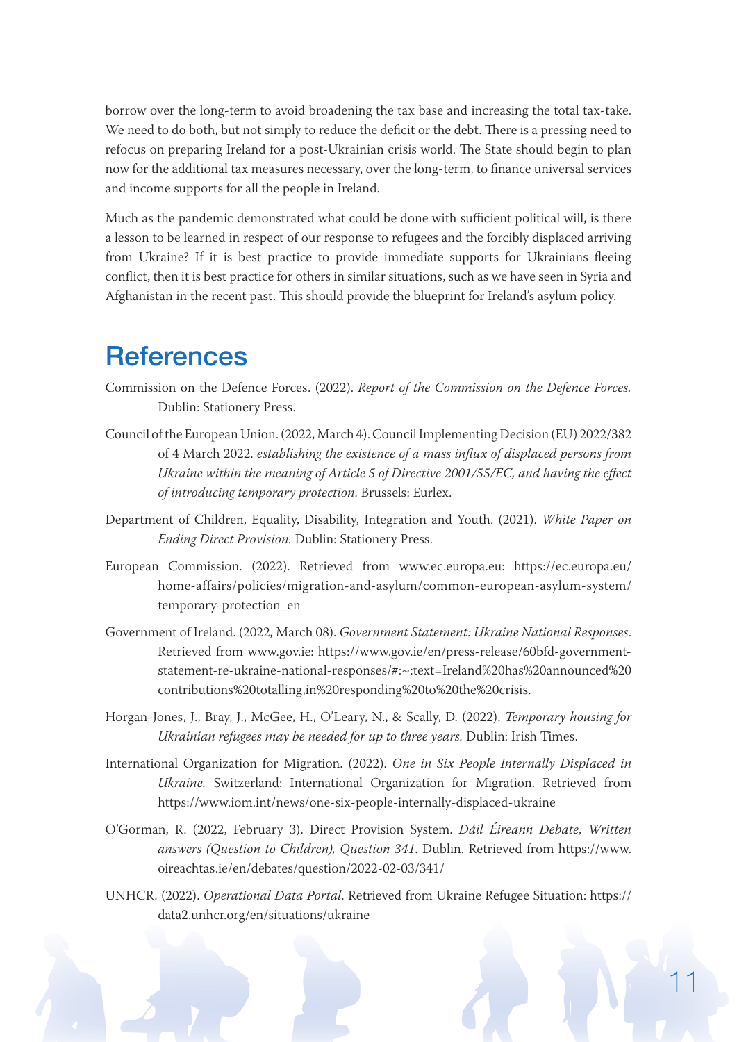borrow over the long-term to avoid broadening the tax base and increasing the total tax-take. We need to do both, but not simply to reduce the deficit or the debt. There is a pressing need to refocus on preparing Ireland for a post-Ukrainian crisis world. The State should begin to plan now for the additional tax measures necessary, over the long-term, to finance universal services and income supports for all the people in Ireland.

Much as the pandemic demonstrated what could be done with sufficient political will, is there a lesson to be learned in respect of our response to refugees and the forcibly displaced arriving from Ukraine? If it is best practice to provide immediate supports for Ukrainians fleeing conflict, then it is best practice for others in similar situations, such as we have seen in Syria and Afghanistan in the recent past. This should provide the blueprint for Ireland's asylum policy.

# References

Commission on the Defence Forces. (2022). *Report of the Commission on the Defence Forces.* Dublin: Stationery Press.

Council of the European Union. (2022, March 4). Council Implementing Decision (EU) 2022/382 of 4 March 2022. *establishing the existence of a mass influx of displaced persons from Ukraine within the meaning of Article 5 of Directive 2001/55/EC, and having the effect of introducing temporary protection*. Brussels: Eurlex.

Department of Children, Equality, Disability, Integration and Youth. (2021). *White Paper on Ending Direct Provision.* Dublin: Stationery Press.

European Commission. (2022). Retrieved from www.ec.europa.eu: https://ec.europa.eu/home-affairs/policies/migration-and-asylum/common-european-asylum-system/temporary-protection_en

Government of Ireland. (2022, March 08). *Government Statement: Ukraine National Responses*. Retrieved from www.gov.ie: https://www.gov.ie/en/press-release/60bfd-government-statement-re-ukraine-national-responses/#:~:text=Ireland%20has%20announced%20contributions%20totalling,in%20responding%20to%20the%20crisis.

Horgan-Jones, J., Bray, J., McGee, H., O'Leary, N., & Scally, D. (2022). *Temporary housing for Ukrainian refugees may be needed for up to three years.* Dublin: Irish Times.

International Organization for Migration. (2022). *One in Six People Internally Displaced in Ukraine.* Switzerland: International Organization for Migration. Retrieved from https://www.iom.int/news/one-six-people-internally-displaced-ukraine

O'Gorman, R. (2022, February 3). Direct Provision System. *Dáil Éireann Debate, Written answers (Question to Children), Question 341*. Dublin. Retrieved from https://www.oireachtas.ie/en/debates/question/2022-02-03/341/

UNHCR. (2022). *Operational Data Portal*. Retrieved from Ukraine Refugee Situation: https://data2.unhcr.org/en/situations/ukraine